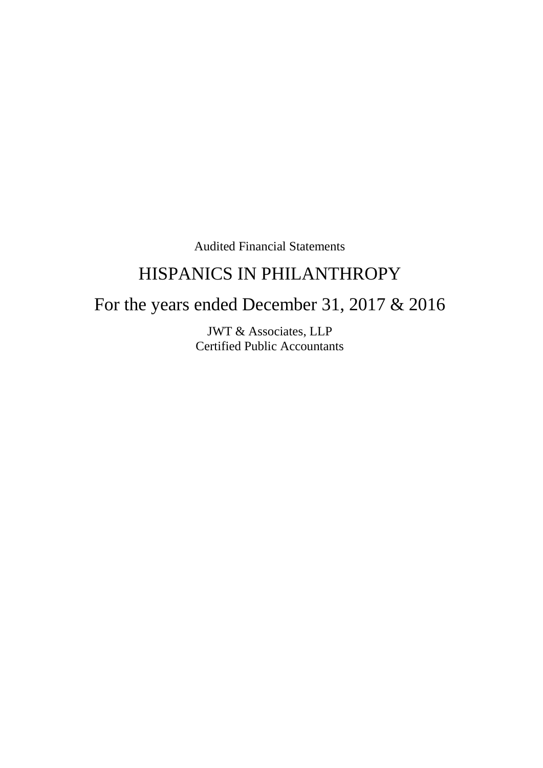Audited Financial Statements

# HISPANICS IN PHILANTHROPY

## For the years ended December 31, 2017 & 2016

JWT & Associates, LLP
Certified Public Accountants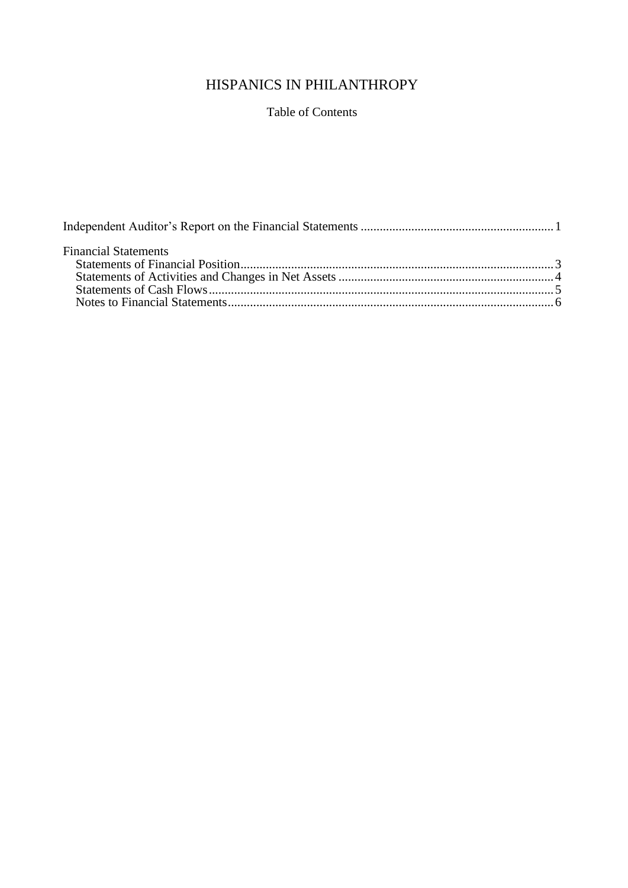# HISPANICS IN PHILANTHROPY

Table of Contents

| | |
|---|---|
| Independent Auditor's Report on the Financial Statements | 1 |
| **Financial Statements** | |
| Statements of Financial Position | 3 |
| Statements of Activities and Changes in Net Assets | 4 |
| Statements of Cash Flows | 5 |
| Notes to Financial Statements | 6 |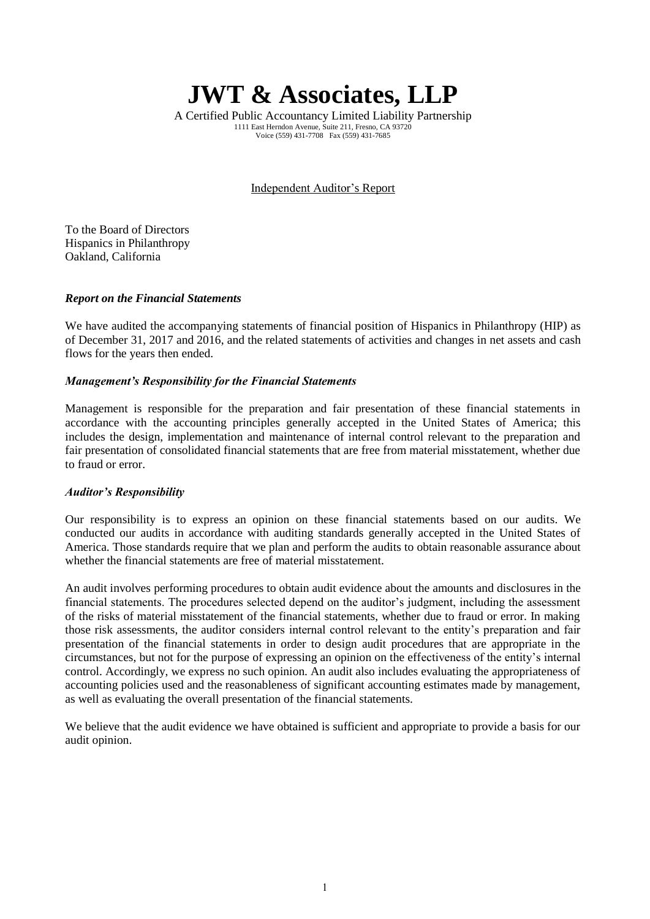# JWT & Associates, LLP

A Certified Public Accountancy Limited Liability Partnership
1111 East Herndon Avenue, Suite 211, Fresno, CA 93720
Voice (559) 431-7708 Fax (559) 431-7685

Independent Auditor's Report

To the Board of Directors
Hispanics in Philanthropy
Oakland, California

***Report on the Financial Statements***

We have audited the accompanying statements of financial position of Hispanics in Philanthropy (HIP) as of December 31, 2017 and 2016, and the related statements of activities and changes in net assets and cash flows for the years then ended.

***Management's Responsibility for the Financial Statements***

Management is responsible for the preparation and fair presentation of these financial statements in accordance with the accounting principles generally accepted in the United States of America; this includes the design, implementation and maintenance of internal control relevant to the preparation and fair presentation of consolidated financial statements that are free from material misstatement, whether due to fraud or error.

***Auditor's Responsibility***

Our responsibility is to express an opinion on these financial statements based on our audits. We conducted our audits in accordance with auditing standards generally accepted in the United States of America. Those standards require that we plan and perform the audits to obtain reasonable assurance about whether the financial statements are free of material misstatement.

An audit involves performing procedures to obtain audit evidence about the amounts and disclosures in the financial statements. The procedures selected depend on the auditor's judgment, including the assessment of the risks of material misstatement of the financial statements, whether due to fraud or error. In making those risk assessments, the auditor considers internal control relevant to the entity's preparation and fair presentation of the financial statements in order to design audit procedures that are appropriate in the circumstances, but not for the purpose of expressing an opinion on the effectiveness of the entity's internal control. Accordingly, we express no such opinion. An audit also includes evaluating the appropriateness of accounting policies used and the reasonableness of significant accounting estimates made by management, as well as evaluating the overall presentation of the financial statements.

We believe that the audit evidence we have obtained is sufficient and appropriate to provide a basis for our audit opinion.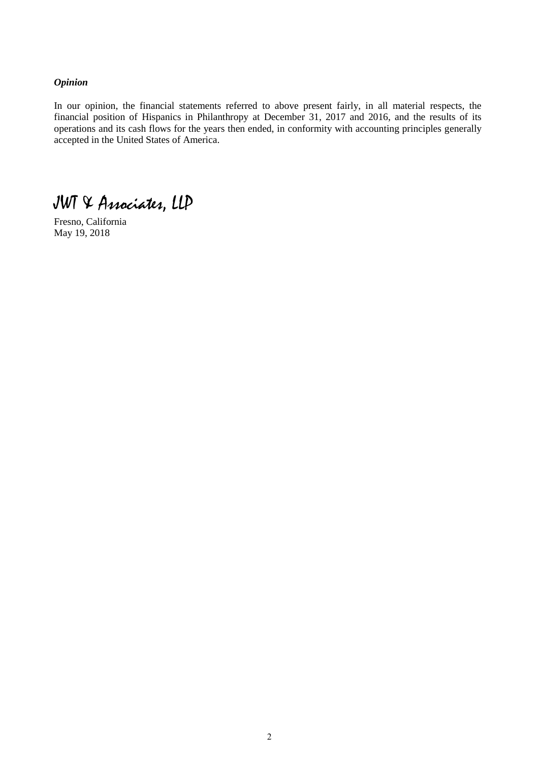***Opinion***

In our opinion, the financial statements referred to above present fairly, in all material respects, the financial position of Hispanics in Philanthropy at December 31, 2017 and 2016, and the results of its operations and its cash flows for the years then ended, in conformity with accounting principles generally accepted in the United States of America.

JWT & Associates, LLP

Fresno, California
May 19, 2018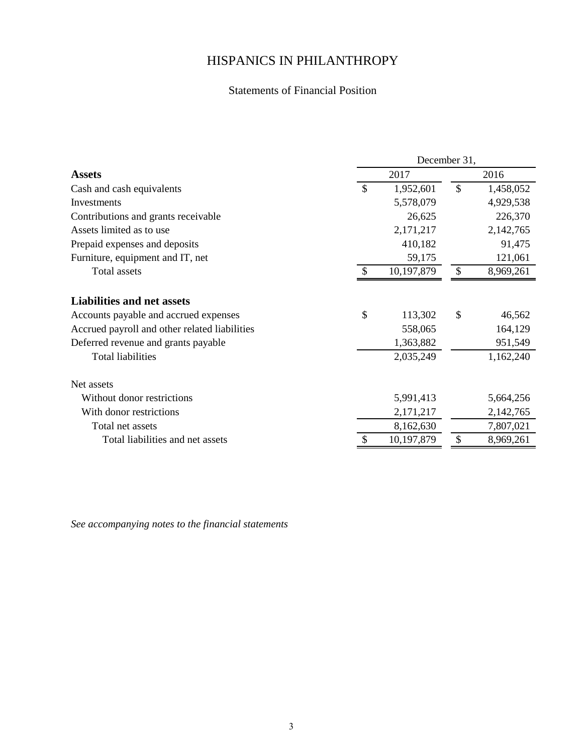# HISPANICS IN PHILANTHROPY

## Statements of Financial Position

| | December 31, | |
|---|---|---|
| **Assets** | 2017 | 2016 |
| Cash and cash equivalents | $ 1,952,601 | $ 1,458,052 |
| Investments | 5,578,079 | 4,929,538 |
| Contributions and grants receivable | 26,625 | 226,370 |
| Assets limited as to use | 2,171,217 | 2,142,765 |
| Prepaid expenses and deposits | 410,182 | 91,475 |
| Furniture, equipment and IT, net | 59,175 | 121,061 |
| Total assets | $ 10,197,879 | $ 8,969,261 |
| | | |
| **Liabilities and net assets** | | |
| Accounts payable and accrued expenses | $ 113,302 | $ 46,562 |
| Accrued payroll and other related liabilities | 558,065 | 164,129 |
| Deferred revenue and grants payable | 1,363,882 | 951,549 |
| Total liabilities | 2,035,249 | 1,162,240 |
| | | |
| Net assets | | |
| Without donor restrictions | 5,991,413 | 5,664,256 |
| With donor restrictions | 2,171,217 | 2,142,765 |
| Total net assets | 8,162,630 | 7,807,021 |
| Total liabilities and net assets | $ 10,197,879 | $ 8,969,261 |

*See accompanying notes to the financial statements*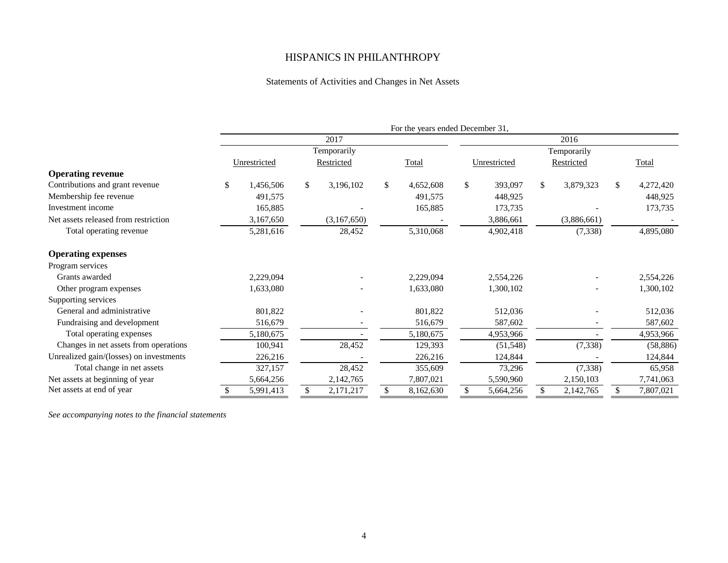# HISPANICS IN PHILANTHROPY

## Statements of Activities and Changes in Net Assets

| | For the years ended December 31, | | | | | |
|---|---|---|---|---|---|---|
| | 2017 | | | 2016 | | |
| | Unrestricted | Temporarily Restricted | Total | Unrestricted | Temporarily Restricted | Total |
| **Operating revenue** | | | | | | |
| Contributions and grant revenue | $ 1,456,506 | $ 3,196,102 | $ 4,652,608 | $ 393,097 | $ 3,879,323 | $ 4,272,420 |
| Membership fee revenue | 491,575 | | 491,575 | 448,925 | | 448,925 |
| Investment income | 165,885 | - | 165,885 | 173,735 | - | 173,735 |
| Net assets released from restriction | 3,167,650 | (3,167,650) | - | 3,886,661 | (3,886,661) | - |
| Total operating revenue | 5,281,616 | 28,452 | 5,310,068 | 4,902,418 | (7,338) | 4,895,080 |
| **Operating expenses** | | | | | | |
| Program services | | | | | | |
| Grants awarded | 2,229,094 | - | 2,229,094 | 2,554,226 | - | 2,554,226 |
| Other program expenses | 1,633,080 | - | 1,633,080 | 1,300,102 | - | 1,300,102 |
| Supporting services | | | | | | |
| General and administrative | 801,822 | - | 801,822 | 512,036 | - | 512,036 |
| Fundraising and development | 516,679 | - | 516,679 | 587,602 | - | 587,602 |
| Total operating expenses | 5,180,675 | - | 5,180,675 | 4,953,966 | - | 4,953,966 |
| Changes in net assets from operations | 100,941 | 28,452 | 129,393 | (51,548) | (7,338) | (58,886) |
| Unrealized gain/(losses) on investments | 226,216 | - | 226,216 | 124,844 | - | 124,844 |
| Total change in net assets | 327,157 | 28,452 | 355,609 | 73,296 | (7,338) | 65,958 |
| Net assets at beginning of year | 5,664,256 | 2,142,765 | 7,807,021 | 5,590,960 | 2,150,103 | 7,741,063 |
| Net assets at end of year | $ 5,991,413 | $ 2,171,217 | $ 8,162,630 | $ 5,664,256 | $ 2,142,765 | $ 7,807,021 |

*See accompanying notes to the financial statements*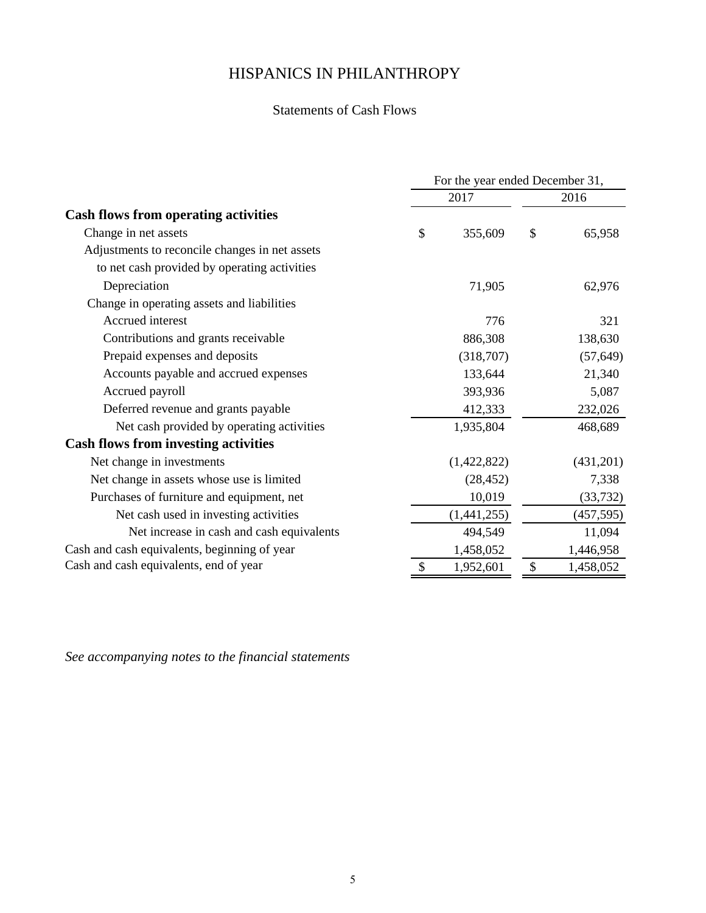# HISPANICS IN PHILANTHROPY

## Statements of Cash Flows

| | For the year ended December 31, | |
|---|---|---|
| | 2017 | 2016 |
| **Cash flows from operating activities** | | |
| Change in net assets | $ 355,609 | $ 65,958 |
| Adjustments to reconcile changes in net assets to net cash provided by operating activities | | |
| Depreciation | 71,905 | 62,976 |
| Change in operating assets and liabilities | | |
| Accrued interest | 776 | 321 |
| Contributions and grants receivable | 886,308 | 138,630 |
| Prepaid expenses and deposits | (318,707) | (57,649) |
| Accounts payable and accrued expenses | 133,644 | 21,340 |
| Accrued payroll | 393,936 | 5,087 |
| Deferred revenue and grants payable | 412,333 | 232,026 |
| Net cash provided by operating activities | 1,935,804 | 468,689 |
| **Cash flows from investing activities** | | |
| Net change in investments | (1,422,822) | (431,201) |
| Net change in assets whose use is limited | (28,452) | 7,338 |
| Purchases of furniture and equipment, net | 10,019 | (33,732) |
| Net cash used in investing activities | (1,441,255) | (457,595) |
| Net increase in cash and cash equivalents | 494,549 | 11,094 |
| Cash and cash equivalents, beginning of year | 1,458,052 | 1,446,958 |
| Cash and cash equivalents, end of year | $ 1,952,601 | $ 1,458,052 |

*See accompanying notes to the financial statements*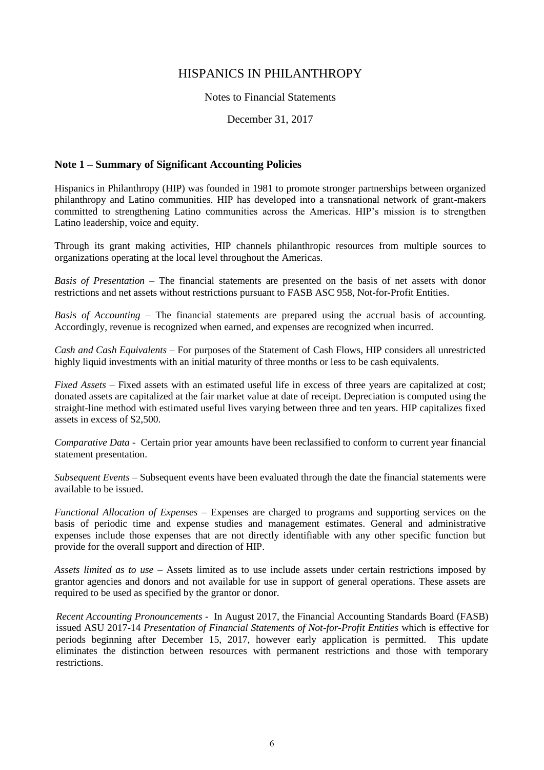# HISPANICS IN PHILANTHROPY

Notes to Financial Statements

December 31, 2017

## Note 1 – Summary of Significant Accounting Policies

Hispanics in Philanthropy (HIP) was founded in 1981 to promote stronger partnerships between organized philanthropy and Latino communities. HIP has developed into a transnational network of grant-makers committed to strengthening Latino communities across the Americas. HIP's mission is to strengthen Latino leadership, voice and equity.

Through its grant making activities, HIP channels philanthropic resources from multiple sources to organizations operating at the local level throughout the Americas.

*Basis of Presentation* – The financial statements are presented on the basis of net assets with donor restrictions and net assets without restrictions pursuant to FASB ASC 958, Not-for-Profit Entities.

*Basis of Accounting* – The financial statements are prepared using the accrual basis of accounting. Accordingly, revenue is recognized when earned, and expenses are recognized when incurred.

*Cash and Cash Equivalents* – For purposes of the Statement of Cash Flows, HIP considers all unrestricted highly liquid investments with an initial maturity of three months or less to be cash equivalents.

*Fixed Assets* – Fixed assets with an estimated useful life in excess of three years are capitalized at cost; donated assets are capitalized at the fair market value at date of receipt. Depreciation is computed using the straight-line method with estimated useful lives varying between three and ten years. HIP capitalizes fixed assets in excess of $2,500.

*Comparative Data* - Certain prior year amounts have been reclassified to conform to current year financial statement presentation.

*Subsequent Events* – Subsequent events have been evaluated through the date the financial statements were available to be issued.

*Functional Allocation of Expenses* – Expenses are charged to programs and supporting services on the basis of periodic time and expense studies and management estimates. General and administrative expenses include those expenses that are not directly identifiable with any other specific function but provide for the overall support and direction of HIP.

*Assets limited as to use* – Assets limited as to use include assets under certain restrictions imposed by grantor agencies and donors and not available for use in support of general operations. These assets are required to be used as specified by the grantor or donor.

*Recent Accounting Pronouncements* - In August 2017, the Financial Accounting Standards Board (FASB) issued ASU 2017-14 *Presentation of Financial Statements of Not-for-Profit Entities* which is effective for periods beginning after December 15, 2017, however early application is permitted. This update eliminates the distinction between resources with permanent restrictions and those with temporary restrictions.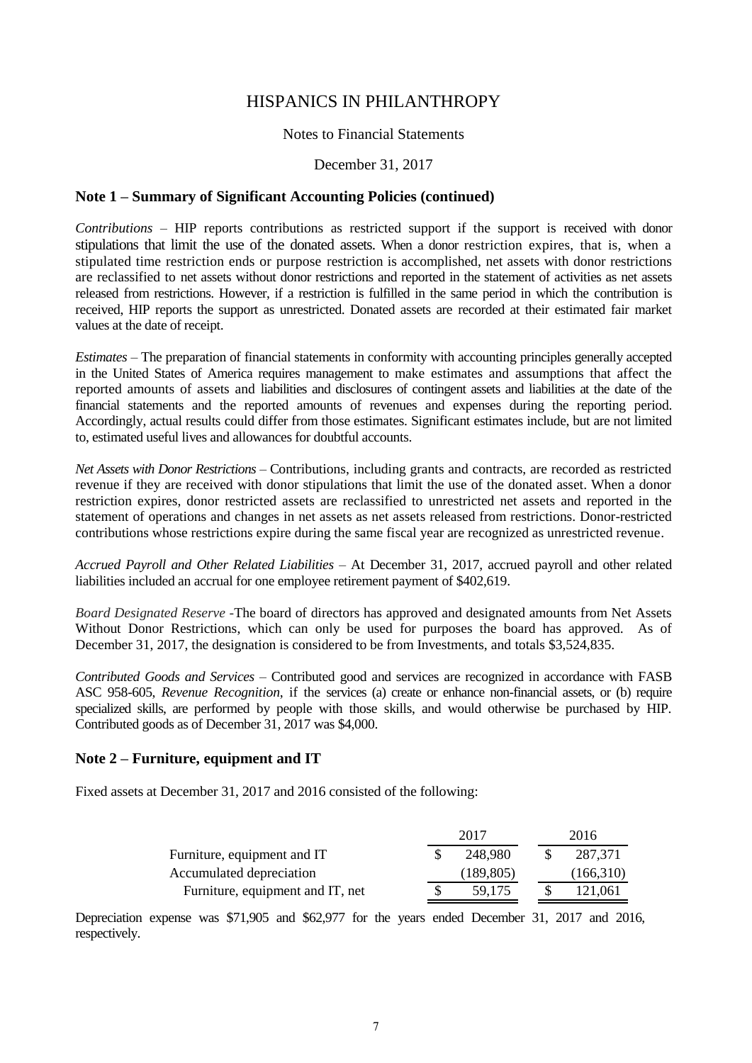# HISPANICS IN PHILANTHROPY

Notes to Financial Statements

December 31, 2017

## Note 1 – Summary of Significant Accounting Policies (continued)

*Contributions* – HIP reports contributions as restricted support if the support is received with donor stipulations that limit the use of the donated assets. When a donor restriction expires, that is, when a stipulated time restriction ends or purpose restriction is accomplished, net assets with donor restrictions are reclassified to net assets without donor restrictions and reported in the statement of activities as net assets released from restrictions. However, if a restriction is fulfilled in the same period in which the contribution is received, HIP reports the support as unrestricted. Donated assets are recorded at their estimated fair market values at the date of receipt.

*Estimates* – The preparation of financial statements in conformity with accounting principles generally accepted in the United States of America requires management to make estimates and assumptions that affect the reported amounts of assets and liabilities and disclosures of contingent assets and liabilities at the date of the financial statements and the reported amounts of revenues and expenses during the reporting period. Accordingly, actual results could differ from those estimates. Significant estimates include, but are not limited to, estimated useful lives and allowances for doubtful accounts.

*Net Assets with Donor Restrictions* – Contributions, including grants and contracts, are recorded as restricted revenue if they are received with donor stipulations that limit the use of the donated asset. When a donor restriction expires, donor restricted assets are reclassified to unrestricted net assets and reported in the statement of operations and changes in net assets as net assets released from restrictions. Donor-restricted contributions whose restrictions expire during the same fiscal year are recognized as unrestricted revenue.

*Accrued Payroll and Other Related Liabilities* – At December 31, 2017, accrued payroll and other related liabilities included an accrual for one employee retirement payment of $402,619.

*Board Designated Reserve* -The board of directors has approved and designated amounts from Net Assets Without Donor Restrictions, which can only be used for purposes the board has approved. As of December 31, 2017, the designation is considered to be from Investments, and totals $3,524,835.

*Contributed Goods and Services* – Contributed good and services are recognized in accordance with FASB ASC 958-605, *Revenue Recognition*, if the services (a) create or enhance non-financial assets, or (b) require specialized skills, are performed by people with those skills, and would otherwise be purchased by HIP. Contributed goods as of December 31, 2017 was $4,000.

## Note 2 – Furniture, equipment and IT

Fixed assets at December 31, 2017 and 2016 consisted of the following:

| | 2017 | 2016 |
|---|---|---|
| Furniture, equipment and IT | $ 248,980 | $ 287,371 |
| Accumulated depreciation | (189,805) | (166,310) |
| Furniture, equipment and IT, net | $ 59,175 | $ 121,061 |

Depreciation expense was $71,905 and $62,977 for the years ended December 31, 2017 and 2016, respectively.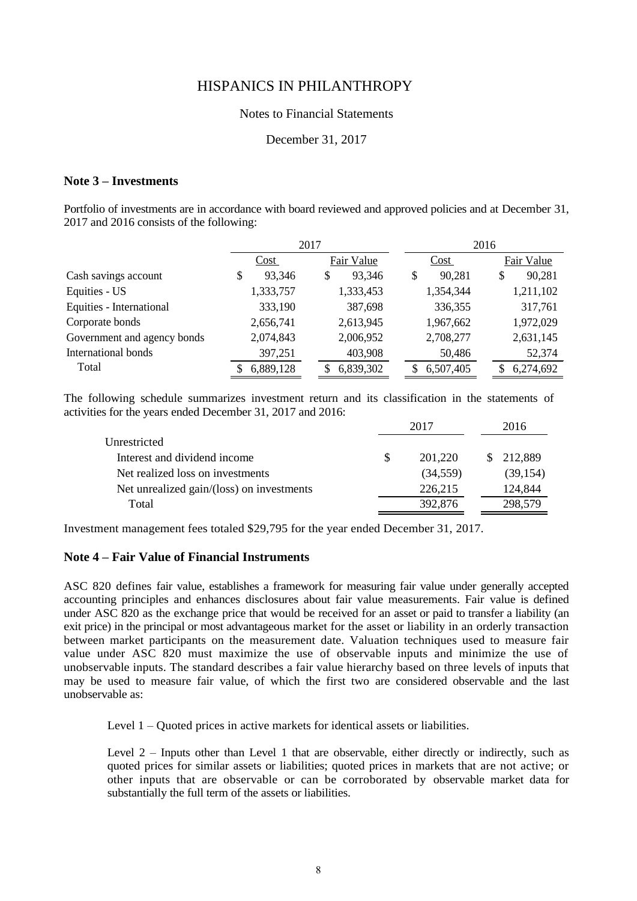# HISPANICS IN PHILANTHROPY

Notes to Financial Statements

December 31, 2017

## Note 3 – Investments

Portfolio of investments are in accordance with board reviewed and approved policies and at December 31, 2017 and 2016 consists of the following:

| | 2017 | | 2016 | |
|---|---|---|---|---|
| | Cost | Fair Value | Cost | Fair Value |
| Cash savings account | $ 93,346 | $ 93,346 | $ 90,281 | $ 90,281 |
| Equities - US | 1,333,757 | 1,333,453 | 1,354,344 | 1,211,102 |
| Equities - International | 333,190 | 387,698 | 336,355 | 317,761 |
| Corporate bonds | 2,656,741 | 2,613,945 | 1,967,662 | 1,972,029 |
| Government and agency bonds | 2,074,843 | 2,006,952 | 2,708,277 | 2,631,145 |
| International bonds | 397,251 | 403,908 | 50,486 | 52,374 |
| Total | $ 6,889,128 | $ 6,839,302 | $ 6,507,405 | $ 6,274,692 |

The following schedule summarizes investment return and its classification in the statements of activities for the years ended December 31, 2017 and 2016:

| | 2017 | 2016 |
|---|---|---|
| Unrestricted | | |
| Interest and dividend income | $ 201,220 | $ 212,889 |
| Net realized loss on investments | (34,559) | (39,154) |
| Net unrealized gain/(loss) on investments | 226,215 | 124,844 |
| Total | 392,876 | 298,579 |

Investment management fees totaled $29,795 for the year ended December 31, 2017.

## Note 4 – Fair Value of Financial Instruments

ASC 820 defines fair value, establishes a framework for measuring fair value under generally accepted accounting principles and enhances disclosures about fair value measurements. Fair value is defined under ASC 820 as the exchange price that would be received for an asset or paid to transfer a liability (an exit price) in the principal or most advantageous market for the asset or liability in an orderly transaction between market participants on the measurement date. Valuation techniques used to measure fair value under ASC 820 must maximize the use of observable inputs and minimize the use of unobservable inputs. The standard describes a fair value hierarchy based on three levels of inputs that may be used to measure fair value, of which the first two are considered observable and the last unobservable as:

Level 1 – Quoted prices in active markets for identical assets or liabilities.

Level 2 – Inputs other than Level 1 that are observable, either directly or indirectly, such as quoted prices for similar assets or liabilities; quoted prices in markets that are not active; or other inputs that are observable or can be corroborated by observable market data for substantially the full term of the assets or liabilities.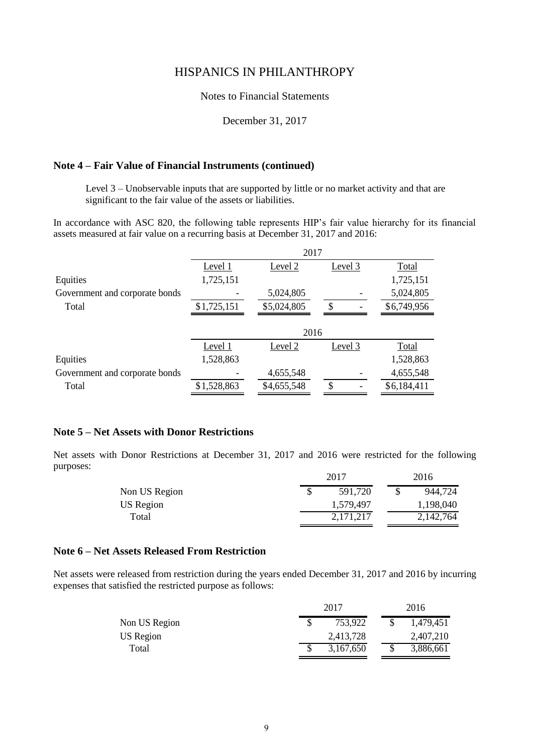# HISPANICS IN PHILANTHROPY

Notes to Financial Statements

December 31, 2017

## Note 4 – Fair Value of Financial Instruments (continued)

Level 3 – Unobservable inputs that are supported by little or no market activity and that are significant to the fair value of the assets or liabilities.

In accordance with ASC 820, the following table represents HIP's fair value hierarchy for its financial assets measured at fair value on a recurring basis at December 31, 2017 and 2016:

| | 2017 | | | |
|---|---|---|---|---|
| | Level 1 | Level 2 | Level 3 | Total |
| Equities | 1,725,151 | | | 1,725,151 |
| Government and corporate bonds | - | 5,024,805 | - | 5,024,805 |
| Total | $1,725,151 | $5,024,805 | $ - | $6,749,956 |

| | 2016 | | | |
|---|---|---|---|---|
| | Level 1 | Level 2 | Level 3 | Total |
| Equities | 1,528,863 | | | 1,528,863 |
| Government and corporate bonds | - | 4,655,548 | - | 4,655,548 |
| Total | $1,528,863 | $4,655,548 | $ - | $6,184,411 |

## Note 5 – Net Assets with Donor Restrictions

Net assets with Donor Restrictions at December 31, 2017 and 2016 were restricted for the following purposes:

| | 2017 | 2016 |
|---|---|---|
| Non US Region | $ 591,720 | $ 944,724 |
| US Region | 1,579,497 | 1,198,040 |
| Total | 2,171,217 | 2,142,764 |

## Note 6 – Net Assets Released From Restriction

Net assets were released from restriction during the years ended December 31, 2017 and 2016 by incurring expenses that satisfied the restricted purpose as follows:

| | 2017 | 2016 |
|---|---|---|
| Non US Region | $ 753,922 | $ 1,479,451 |
| US Region | 2,413,728 | 2,407,210 |
| Total | $ 3,167,650 | $ 3,886,661 |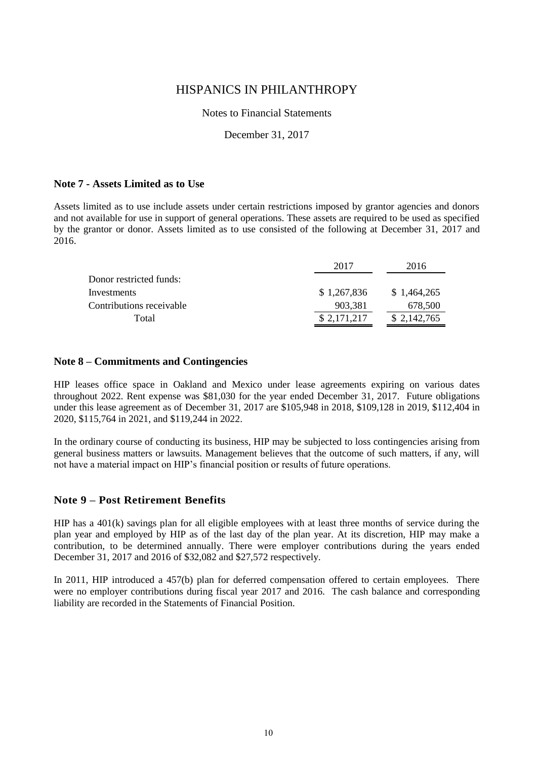# HISPANICS IN PHILANTHROPY

Notes to Financial Statements

December 31, 2017

## Note 7 - Assets Limited as to Use

Assets limited as to use include assets under certain restrictions imposed by grantor agencies and donors and not available for use in support of general operations. These assets are required to be used as specified by the grantor or donor. Assets limited as to use consisted of the following at December 31, 2017 and 2016.

| | 2017 | 2016 |
|---|---|---|
| Donor restricted funds: | | |
| Investments | $ 1,267,836 | $ 1,464,265 |
| Contributions receivable | 903,381 | 678,500 |
| Total | $ 2,171,217 | $ 2,142,765 |

## Note 8 – Commitments and Contingencies

HIP leases office space in Oakland and Mexico under lease agreements expiring on various dates throughout 2022. Rent expense was $81,030 for the year ended December 31, 2017. Future obligations under this lease agreement as of December 31, 2017 are $105,948 in 2018, $109,128 in 2019, $112,404 in 2020, $115,764 in 2021, and $119,244 in 2022.

In the ordinary course of conducting its business, HIP may be subjected to loss contingencies arising from general business matters or lawsuits. Management believes that the outcome of such matters, if any, will not have a material impact on HIP's financial position or results of future operations.

## Note 9 – Post Retirement Benefits

HIP has a 401(k) savings plan for all eligible employees with at least three months of service during the plan year and employed by HIP as of the last day of the plan year. At its discretion, HIP may make a contribution, to be determined annually. There were employer contributions during the years ended December 31, 2017 and 2016 of $32,082 and $27,572 respectively.

In 2011, HIP introduced a 457(b) plan for deferred compensation offered to certain employees. There were no employer contributions during fiscal year 2017 and 2016. The cash balance and corresponding liability are recorded in the Statements of Financial Position.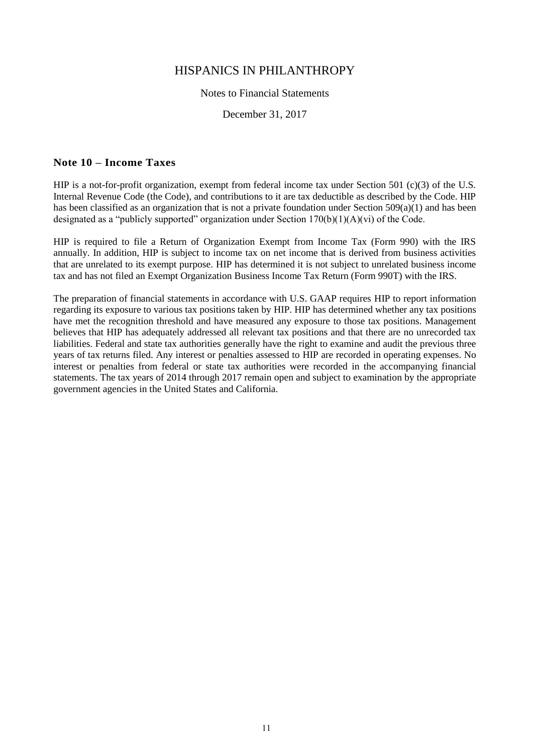# HISPANICS IN PHILANTHROPY

Notes to Financial Statements

December 31, 2017

## Note 10 – Income Taxes

HIP is a not-for-profit organization, exempt from federal income tax under Section 501 (c)(3) of the U.S. Internal Revenue Code (the Code), and contributions to it are tax deductible as described by the Code. HIP has been classified as an organization that is not a private foundation under Section 509(a)(1) and has been designated as a "publicly supported" organization under Section 170(b)(1)(A)(vi) of the Code.

HIP is required to file a Return of Organization Exempt from Income Tax (Form 990) with the IRS annually. In addition, HIP is subject to income tax on net income that is derived from business activities that are unrelated to its exempt purpose. HIP has determined it is not subject to unrelated business income tax and has not filed an Exempt Organization Business Income Tax Return (Form 990T) with the IRS.

The preparation of financial statements in accordance with U.S. GAAP requires HIP to report information regarding its exposure to various tax positions taken by HIP. HIP has determined whether any tax positions have met the recognition threshold and have measured any exposure to those tax positions. Management believes that HIP has adequately addressed all relevant tax positions and that there are no unrecorded tax liabilities. Federal and state tax authorities generally have the right to examine and audit the previous three years of tax returns filed. Any interest or penalties assessed to HIP are recorded in operating expenses. No interest or penalties from federal or state tax authorities were recorded in the accompanying financial statements. The tax years of 2014 through 2017 remain open and subject to examination by the appropriate government agencies in the United States and California.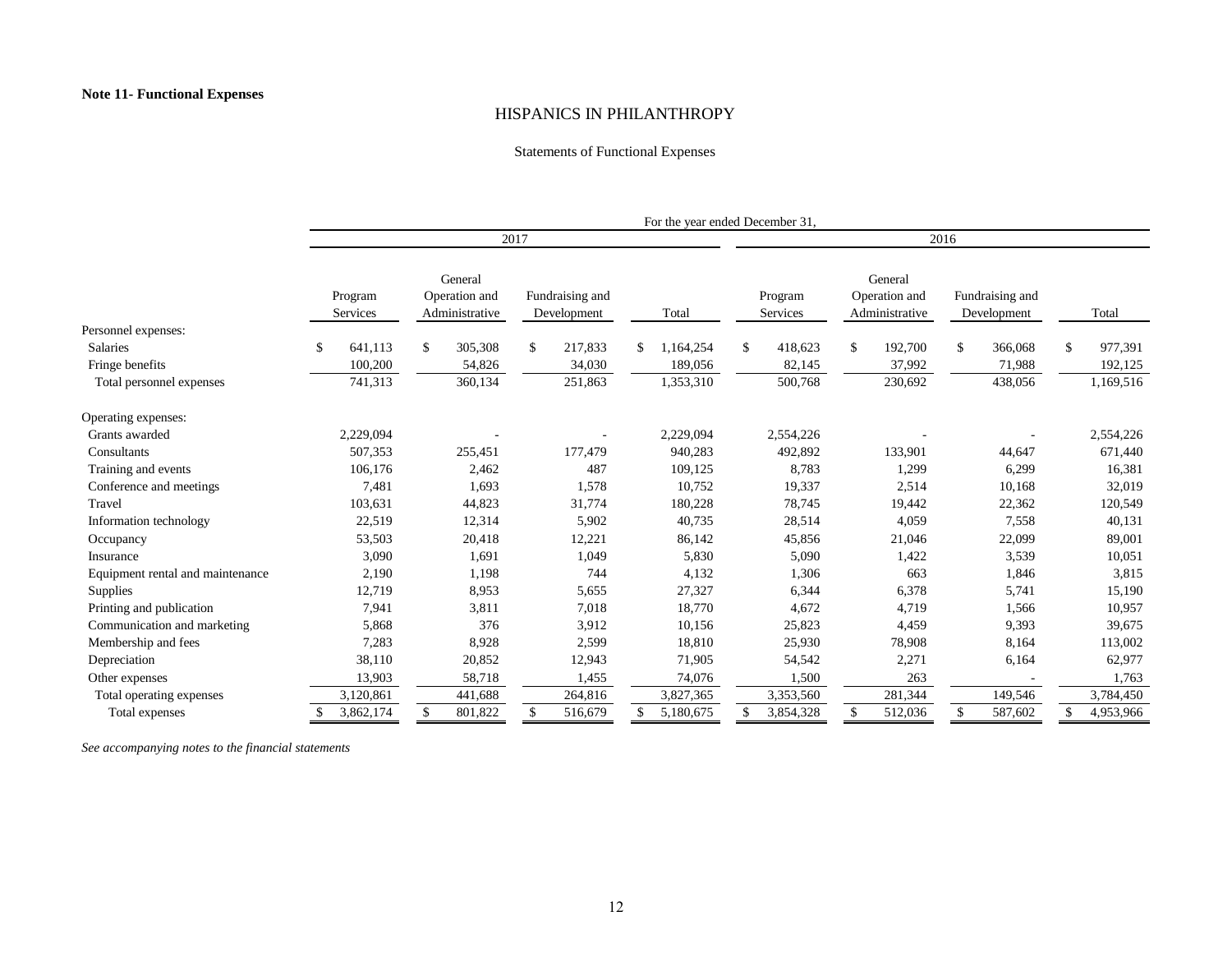**Note 11- Functional Expenses**

HISPANICS IN PHILANTHROPY

Statements of Functional Expenses

| | For the year ended December 31, | | | | | | | |
|---|---|---|---|---|---|---|---|---|
| | 2017 | | | | 2016 | | | |
| | Program Services | General Operation and Administrative | Fundraising and Development | Total | Program Services | General Operation and Administrative | Fundraising and Development | Total |
| Personnel expenses: | | | | | | | | |
| Salaries | $ 641,113 | $ 305,308 | $ 217,833 | $ 1,164,254 | $ 418,623 | $ 192,700 | $ 366,068 | $ 977,391 |
| Fringe benefits | 100,200 | 54,826 | 34,030 | 189,056 | 82,145 | 37,992 | 71,988 | 192,125 |
| Total personnel expenses | 741,313 | 360,134 | 251,863 | 1,353,310 | 500,768 | 230,692 | 438,056 | 1,169,516 |
| Operating expenses: | | | | | | | | |
| Grants awarded | 2,229,094 | - | - | 2,229,094 | 2,554,226 | - | - | 2,554,226 |
| Consultants | 507,353 | 255,451 | 177,479 | 940,283 | 492,892 | 133,901 | 44,647 | 671,440 |
| Training and events | 106,176 | 2,462 | 487 | 109,125 | 8,783 | 1,299 | 6,299 | 16,381 |
| Conference and meetings | 7,481 | 1,693 | 1,578 | 10,752 | 19,337 | 2,514 | 10,168 | 32,019 |
| Travel | 103,631 | 44,823 | 31,774 | 180,228 | 78,745 | 19,442 | 22,362 | 120,549 |
| Information technology | 22,519 | 12,314 | 5,902 | 40,735 | 28,514 | 4,059 | 7,558 | 40,131 |
| Occupancy | 53,503 | 20,418 | 12,221 | 86,142 | 45,856 | 21,046 | 22,099 | 89,001 |
| Insurance | 3,090 | 1,691 | 1,049 | 5,830 | 5,090 | 1,422 | 3,539 | 10,051 |
| Equipment rental and maintenance | 2,190 | 1,198 | 744 | 4,132 | 1,306 | 663 | 1,846 | 3,815 |
| Supplies | 12,719 | 8,953 | 5,655 | 27,327 | 6,344 | 6,378 | 5,741 | 15,190 |
| Printing and publication | 7,941 | 3,811 | 7,018 | 18,770 | 4,672 | 4,719 | 1,566 | 10,957 |
| Communication and marketing | 5,868 | 376 | 3,912 | 10,156 | 25,823 | 4,459 | 9,393 | 39,675 |
| Membership and fees | 7,283 | 8,928 | 2,599 | 18,810 | 25,930 | 78,908 | 8,164 | 113,002 |
| Depreciation | 38,110 | 20,852 | 12,943 | 71,905 | 54,542 | 2,271 | 6,164 | 62,977 |
| Other expenses | 13,903 | 58,718 | 1,455 | 74,076 | 1,500 | 263 | - | 1,763 |
| Total operating expenses | 3,120,861 | 441,688 | 264,816 | 3,827,365 | 3,353,560 | 281,344 | 149,546 | 3,784,450 |
| Total expenses | $ 3,862,174 | $ 801,822 | $ 516,679 | $ 5,180,675 | $ 3,854,328 | $ 512,036 | $ 587,602 | $ 4,953,966 |

*See accompanying notes to the financial statements*